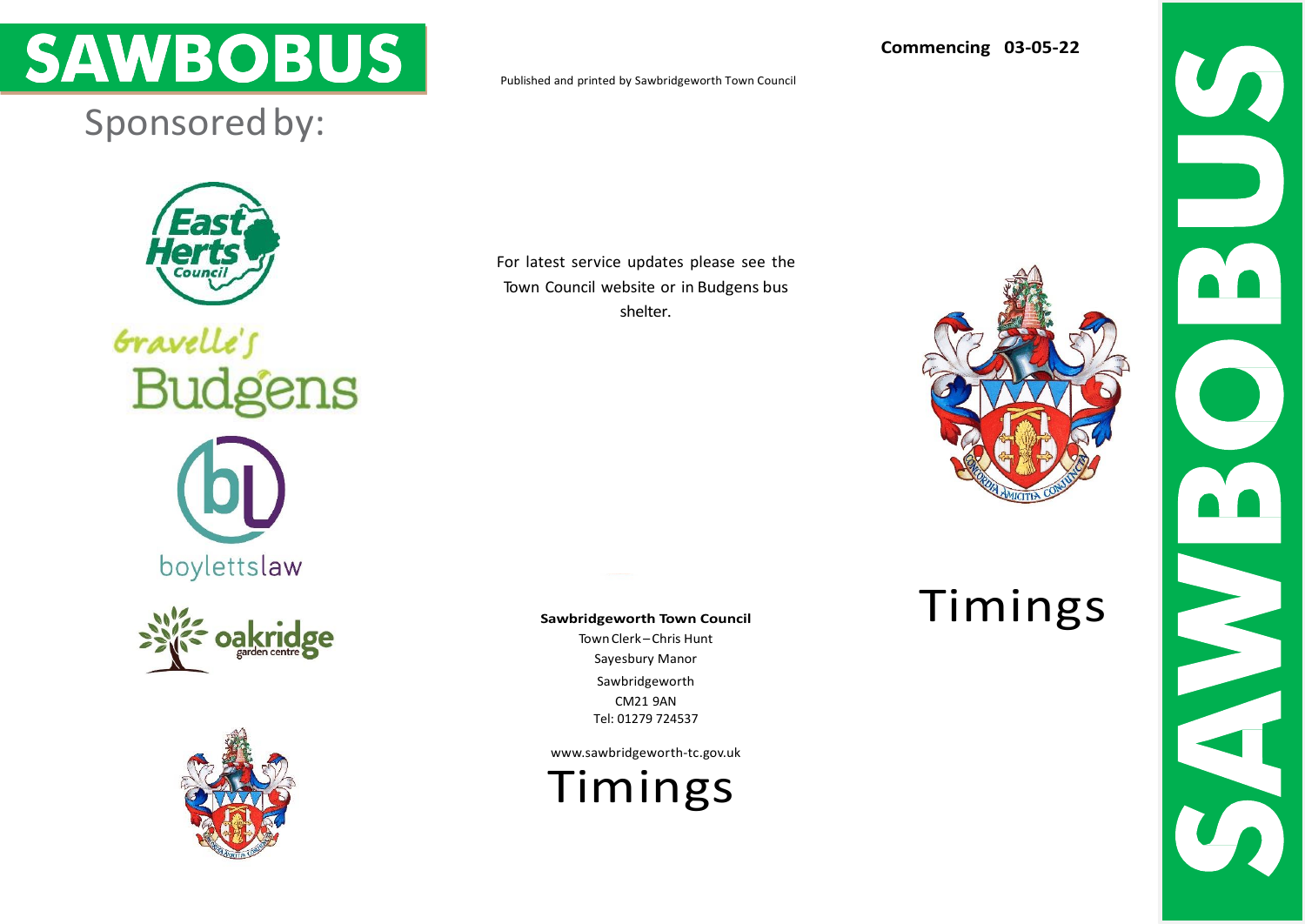# SAWBOBUS

Sponsored by:

Published and printed by Sawbridgeworth Town Council

For latest service updates please see the Town Council website or in Budgens bus shelter.

**Sawbridgeworth Town Council**

Town Clerk – Chris Hunt

Sayesbury Manor

Sawbridgeworth

CM21 9AN

Tel: 01279 724537

www.sawbridgeworth-tc.gov.uk

Timings

**Commencing 03-05-22**

Timings

SAWBOBUS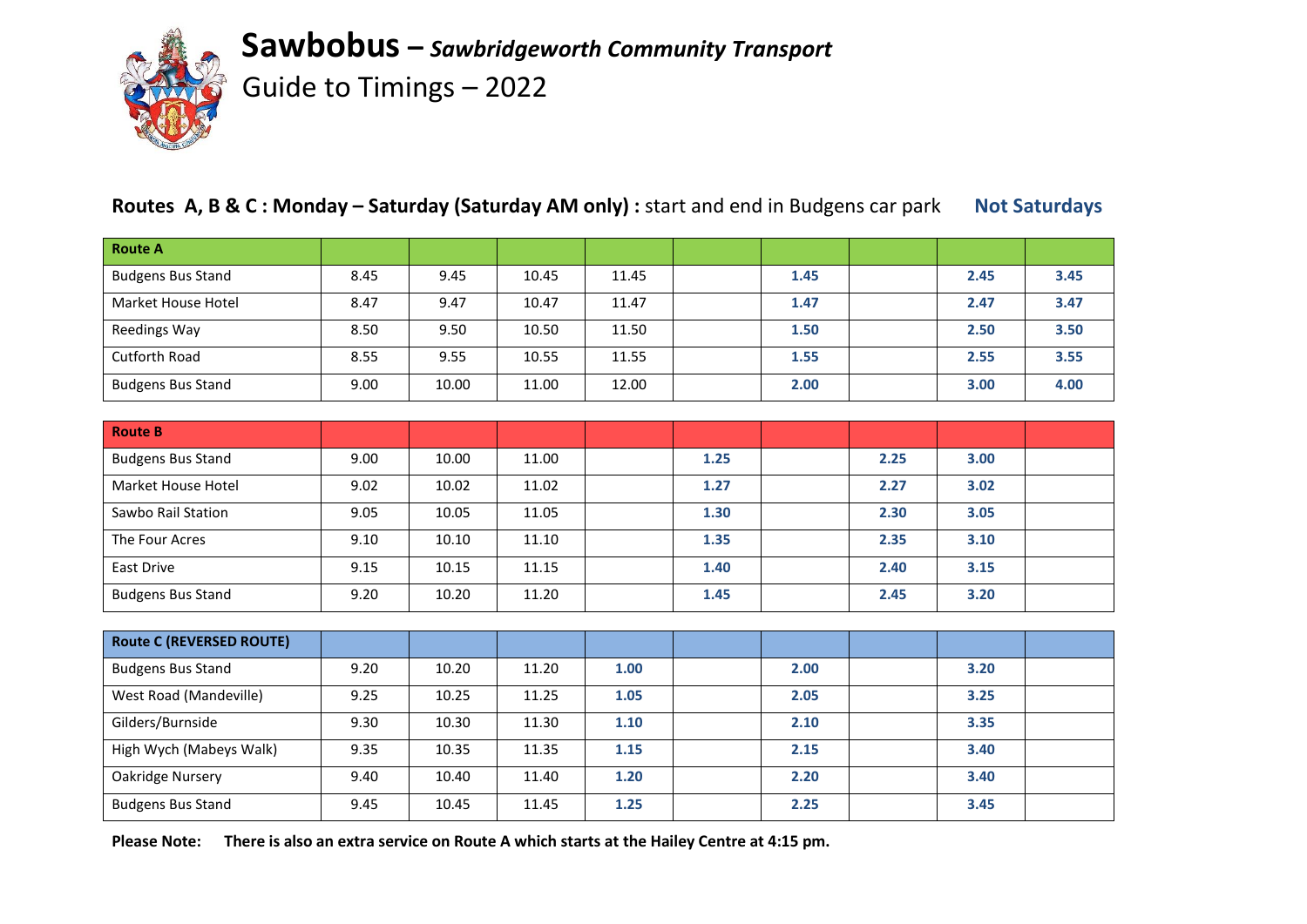# Sawbobus – *Sawbridgeworth Community Transport*

## Guide to Timings – 2022

### Routes A, B & C : Monday – Saturday (Saturday AM only) : start and end in Budgens car park **Not Saturdays**

| **Route A** | | | | | | | | | |
|---|---|---|---|---|---|---|---|---|---|
| Budgens Bus Stand | 8.45 | 9.45 | 10.45 | 11.45 | | **1.45** | | **2.45** | **3.45** |
| Market House Hotel | 8.47 | 9.47 | 10.47 | 11.47 | | **1.47** | | **2.47** | **3.47** |
| Reedings Way | 8.50 | 9.50 | 10.50 | 11.50 | | **1.50** | | **2.50** | **3.50** |
| Cutforth Road | 8.55 | 9.55 | 10.55 | 11.55 | | **1.55** | | **2.55** | **3.55** |
| Budgens Bus Stand | 9.00 | 10.00 | 11.00 | 12.00 | | **2.00** | | **3.00** | **4.00** |

| **Route B** | | | | | | | | | |
|---|---|---|---|---|---|---|---|---|---|
| Budgens Bus Stand | 9.00 | 10.00 | 11.00 | | **1.25** | | **2.25** | **3.00** | |
| Market House Hotel | 9.02 | 10.02 | 11.02 | | **1.27** | | **2.27** | **3.02** | |
| Sawbo Rail Station | 9.05 | 10.05 | 11.05 | | **1.30** | | **2.30** | **3.05** | |
| The Four Acres | 9.10 | 10.10 | 11.10 | | **1.35** | | **2.35** | **3.10** | |
| East Drive | 9.15 | 10.15 | 11.15 | | **1.40** | | **2.40** | **3.15** | |
| Budgens Bus Stand | 9.20 | 10.20 | 11.20 | | **1.45** | | **2.45** | **3.20** | |

| **Route C (REVERSED ROUTE)** | | | | | | | | | |
|---|---|---|---|---|---|---|---|---|---|
| Budgens Bus Stand | 9.20 | 10.20 | 11.20 | **1.00** | | **2.00** | | **3.20** | |
| West Road (Mandeville) | 9.25 | 10.25 | 11.25 | **1.05** | | **2.05** | | **3.25** | |
| Gilders/Burnside | 9.30 | 10.30 | 11.30 | **1.10** | | **2.10** | | **3.35** | |
| High Wych (Mabeys Walk) | 9.35 | 10.35 | 11.35 | **1.15** | | **2.15** | | **3.40** | |
| Oakridge Nursery | 9.40 | 10.40 | 11.40 | **1.20** | | **2.20** | | **3.40** | |
| Budgens Bus Stand | 9.45 | 10.45 | 11.45 | **1.25** | | **2.25** | | **3.45** | |

**Please Note: There is also an extra service on Route A which starts at the Hailey Centre at 4:15 pm.**